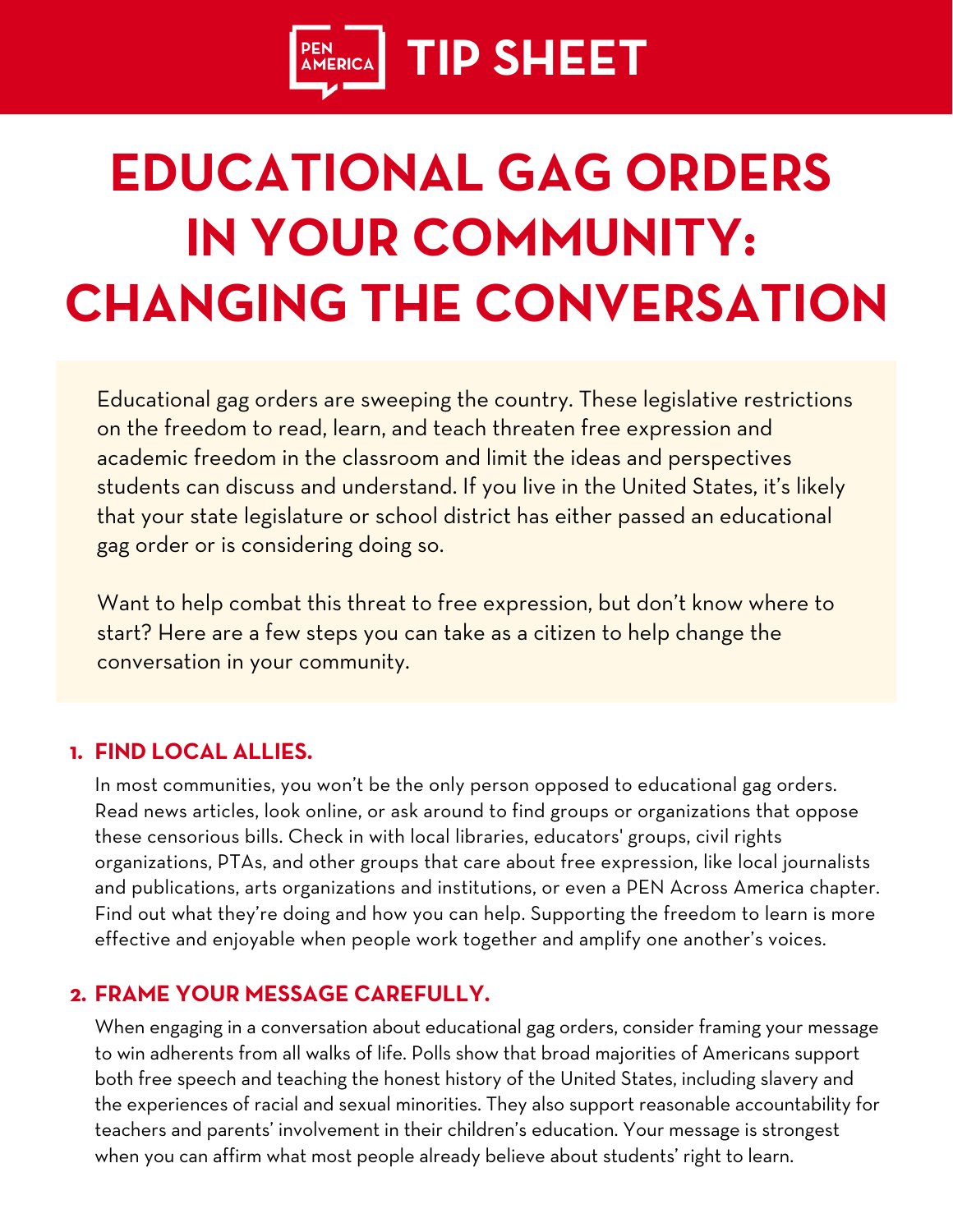PEN AMERICA **TIP SHEET**

# EDUCATIONAL GAG ORDERS IN YOUR COMMUNITY: CHANGING THE CONVERSATION

Educational gag orders are sweeping the country. These legislative restrictions on the freedom to read, learn, and teach threaten free expression and academic freedom in the classroom and limit the ideas and perspectives students can discuss and understand. If you live in the United States, it's likely that your state legislature or school district has either passed an educational gag order or is considering doing so.

Want to help combat this threat to free expression, but don't know where to start? Here are a few steps you can take as a citizen to help change the conversation in your community.

1. **FIND LOCAL ALLIES.**

   In most communities, you won't be the only person opposed to educational gag orders. Read news articles, look online, or ask around to find groups or organizations that oppose these censorious bills. Check in with local libraries, educators' groups, civil rights organizations, PTAs, and other groups that care about free expression, like local journalists and publications, arts organizations and institutions, or even a PEN Across America chapter. Find out what they're doing and how you can help. Supporting the freedom to learn is more effective and enjoyable when people work together and amplify one another's voices.

2. **FRAME YOUR MESSAGE CAREFULLY.**

   When engaging in a conversation about educational gag orders, consider framing your message to win adherents from all walks of life. Polls show that broad majorities of Americans support both free speech and teaching the honest history of the United States, including slavery and the experiences of racial and sexual minorities. They also support reasonable accountability for teachers and parents' involvement in their children's education. Your message is strongest when you can affirm what most people already believe about students' right to learn.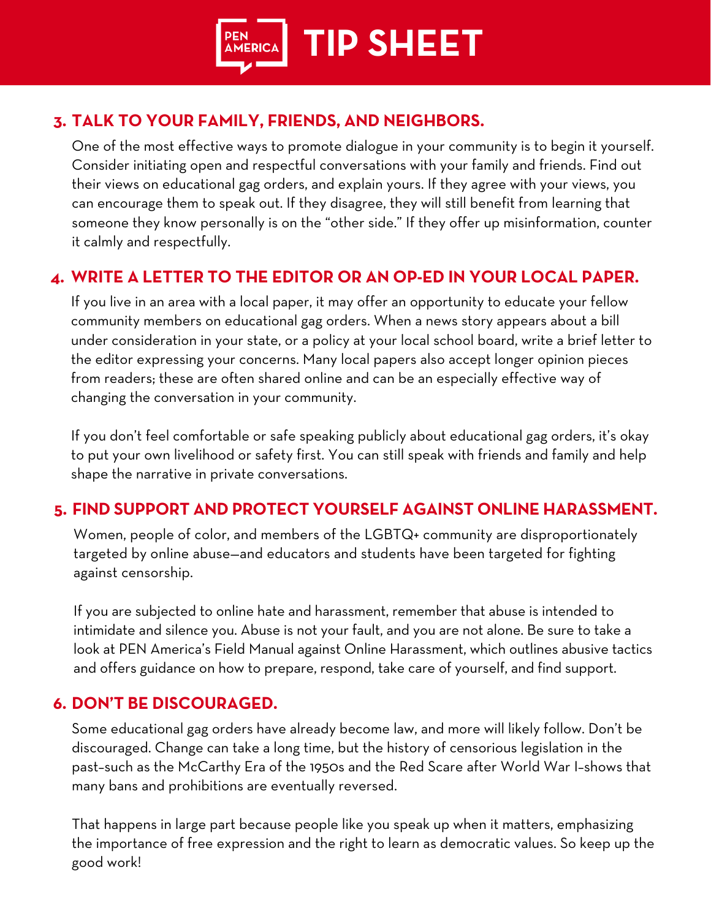# PEN AMERICA TIP SHEET

## 3. TALK TO YOUR FAMILY, FRIENDS, AND NEIGHBORS.

One of the most effective ways to promote dialogue in your community is to begin it yourself. Consider initiating open and respectful conversations with your family and friends. Find out their views on educational gag orders, and explain yours. If they agree with your views, you can encourage them to speak out. If they disagree, they will still benefit from learning that someone they know personally is on the "other side." If they offer up misinformation, counter it calmly and respectfully.

## 4. WRITE A LETTER TO THE EDITOR OR AN OP-ED IN YOUR LOCAL PAPER.

If you live in an area with a local paper, it may offer an opportunity to educate your fellow community members on educational gag orders. When a news story appears about a bill under consideration in your state, or a policy at your local school board, write a brief letter to the editor expressing your concerns. Many local papers also accept longer opinion pieces from readers; these are often shared online and can be an especially effective way of changing the conversation in your community.

If you don't feel comfortable or safe speaking publicly about educational gag orders, it's okay to put your own livelihood or safety first. You can still speak with friends and family and help shape the narrative in private conversations.

## 5. FIND SUPPORT AND PROTECT YOURSELF AGAINST ONLINE HARASSMENT.

Women, people of color, and members of the LGBTQ+ community are disproportionately targeted by online abuse—and educators and students have been targeted for fighting against censorship.

If you are subjected to online hate and harassment, remember that abuse is intended to intimidate and silence you. Abuse is not your fault, and you are not alone. Be sure to take a look at PEN America's Field Manual against Online Harassment, which outlines abusive tactics and offers guidance on how to prepare, respond, take care of yourself, and find support.

## 6. DON'T BE DISCOURAGED.

Some educational gag orders have already become law, and more will likely follow. Don't be discouraged. Change can take a long time, but the history of censorious legislation in the past–such as the McCarthy Era of the 1950s and the Red Scare after World War I–shows that many bans and prohibitions are eventually reversed.

That happens in large part because people like you speak up when it matters, emphasizing the importance of free expression and the right to learn as democratic values. So keep up the good work!